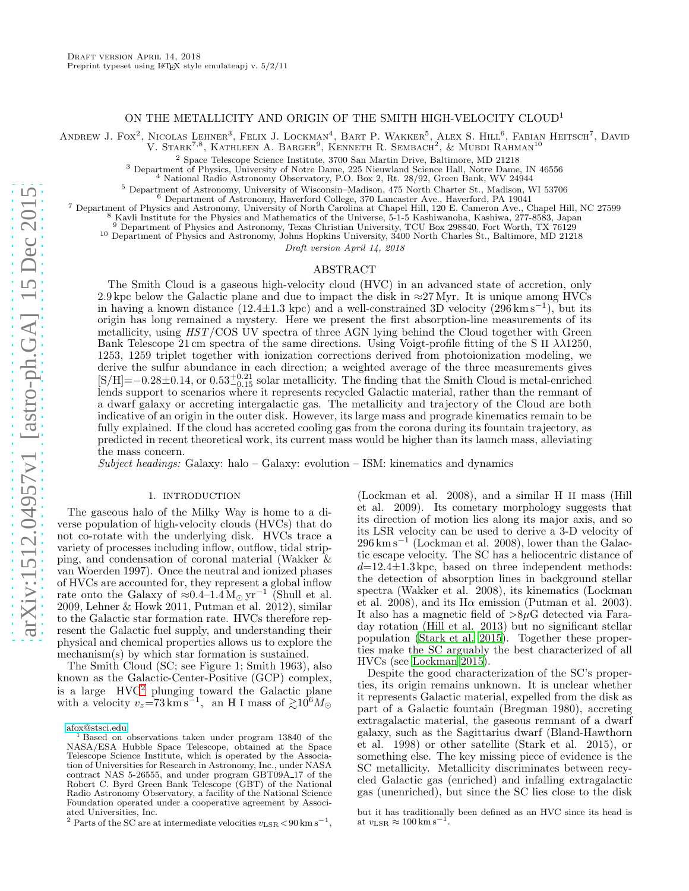Draft version April 14, 2018

Preprint typeset using LaTeX style emulateapj v. 5/2/11

# ON THE METALLICITY AND ORIGIN OF THE SMITH HIGH-VELOCITY CLOUD[1]

Andrew J. Fox[2], Nicolas Lehner[3], Felix J. Lockman[4], Bart P. Wakker[5], Alex S. Hill[6], Fabian Heitsch[7], David V. Stark[7,8], Kathleen A. Barger[9], Kenneth R. Sembach[2], & Mubdi Rahman[10]

[2] Space Telescope Science Institute, 3700 San Martin Drive, Baltimore, MD 21218
[3] Department of Physics, University of Notre Dame, 225 Nieuwland Science Hall, Notre Dame, IN 46556
[4] National Radio Astronomy Observatory, P.O. Box 2, Rt. 28/92, Green Bank, WV 24944
[5] Department of Astronomy, University of Wisconsin–Madison, 475 North Charter St., Madison, WI 53706
[6] Department of Astronomy, Haverford College, 370 Lancaster Ave., Haverford, PA 19041
[7] Department of Physics and Astronomy, University of North Carolina at Chapel Hill, 120 E. Cameron Ave., Chapel Hill, NC 27599
[8] Kavli Institute for the Physics and Mathematics of the Universe, 5-1-5 Kashiwanoha, Kashiwa, 277-8583, Japan
[9] Department of Physics and Astronomy, Texas Christian University, TCU Box 298840, Fort Worth, TX 76129
[10] Department of Physics and Astronomy, Johns Hopkins University, 3400 North Charles St., Baltimore, MD 21218

*Draft version April 14, 2018*

## ABSTRACT

The Smith Cloud is a gaseous high-velocity cloud (HVC) in an advanced state of accretion, only 2.9 kpc below the Galactic plane and due to impact the disk in $\approx$27 Myr. It is unique among HVCs in having a known distance (12.4$\pm$1.3 kpc) and a well-constrained 3D velocity (296 km s$^{-1}$), but its origin has long remained a mystery. Here we present the first absorption-line measurements of its metallicity, using *HST*/COS UV spectra of three AGN lying behind the Cloud together with Green Bank Telescope 21 cm spectra of the same directions. Using Voigt-profile fitting of the S II $\lambda\lambda$1250, 1253, 1259 triplet together with ionization corrections derived from photoionization modeling, we derive the sulfur abundance in each direction; a weighted average of the three measurements gives [S/H]=$-$0.28$\pm$0.14, or $0.53^{+0.21}_{-0.15}$ solar metallicity. The finding that the Smith Cloud is metal-enriched lends support to scenarios where it represents recycled Galactic material, rather than the remnant of a dwarf galaxy or accreting intergalactic gas. The metallicity and trajectory of the Cloud are both indicative of an origin in the outer disk. However, its large mass and prograde kinematics remain to be fully explained. If the cloud has accreted cooling gas from the corona during its fountain trajectory, as predicted in recent theoretical work, its current mass would be higher than its launch mass, alleviating the mass concern.

*Subject headings:* Galaxy: halo – Galaxy: evolution – ISM: kinematics and dynamics

## 1. INTRODUCTION

The gaseous halo of the Milky Way is home to a diverse population of high-velocity clouds (HVCs) that do not co-rotate with the underlying disk. HVCs trace a variety of processes including inflow, outflow, tidal stripping, and condensation of coronal material (Wakker & van Woerden 1997). Once the neutral and ionized phases of HVCs are accounted for, they represent a global inflow rate onto the Galaxy of $\approx$0.4–1.4 M$_\odot$ yr$^{-1}$ (Shull et al. 2009, Lehner & Howk 2011, Putman et al. 2012), similar to the Galactic star formation rate. HVCs therefore represent the Galactic fuel supply, and understanding their physical and chemical properties allows us to explore the mechanism(s) by which star formation is sustained.

The Smith Cloud (SC; see Figure 1; Smith 1963), also known as the Galactic-Center-Positive (GCP) complex, is a large HVC[2] plunging toward the Galactic plane with a velocity $v_z$=73 km s$^{-1}$, an H I mass of $\gtrsim$10$^6 M_\odot$ (Lockman et al. 2008), and a similar H II mass (Hill et al. 2009). Its cometary morphology suggests that its direction of motion lies along its major axis, and so its LSR velocity can be used to derive a 3-D velocity of 296 km s$^{-1}$ (Lockman et al. 2008), lower than the Galactic escape velocity. The SC has a heliocentric distance of $d$=12.4$\pm$1.3 kpc, based on three independent methods: the detection of absorption lines in background stellar spectra (Wakker et al. 2008), its kinematics (Lockman et al. 2008), and its H$\alpha$ emission (Putman et al. 2003). It also has a magnetic field of $>$8$\mu$G detected via Faraday rotation (Hill et al. 2013) but no significant stellar population (Stark et al. 2015). Together these properties make the SC arguably the best characterized of all HVCs (see Lockman 2015).

Despite the good characterization of the SC's properties, its origin remains unknown. It is unclear whether it represents Galactic material, expelled from the disk as part of a Galactic fountain (Bregman 1980), accreting extragalactic material, the gaseous remnant of a dwarf galaxy, such as the Sagittarius dwarf (Bland-Hawthorn et al. 1998) or other satellite (Stark et al. 2015), or something else. The key missing piece of evidence is the SC metallicity. Metallicity discriminates between recycled Galactic gas (enriched) and infalling extragalactic gas (unenriched), but since the SC lies close to the disk

afox@stsci.edu

[1] Based on observations taken under program 13840 of the NASA/ESA Hubble Space Telescope, obtained at the Space Telescope Science Institute, which is operated by the Association of Universities for Research in Astronomy, Inc., under NASA contract NAS 5-26555, and under program GBT09A_17 of the Robert C. Byrd Green Bank Telescope (GBT) of the National Radio Astronomy Observatory, a facility of the National Science Foundation operated under a cooperative agreement by Associated Universities, Inc.

[2] Parts of the SC are at intermediate velocities $v_{\rm LSR}<90$ km s$^{-1}$, but it has traditionally been defined as an HVC since its head is at $v_{\rm LSR}\approx100$ km s$^{-1}$.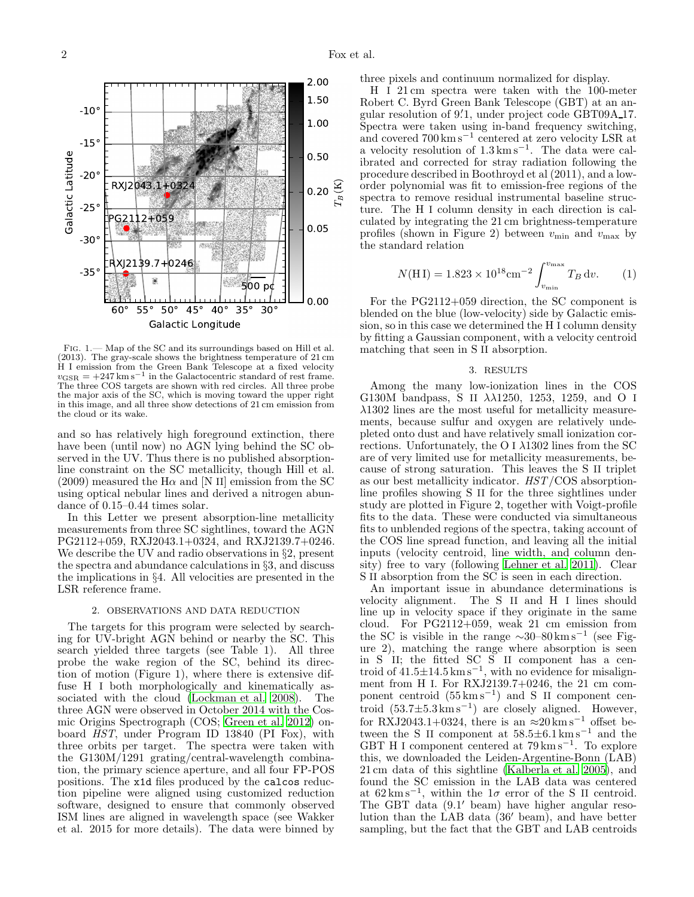Fig. 1.— Map of the SC and its surroundings based on Hill et al. (2013). The gray-scale shows the brightness temperature of 21 cm H I emission from the Green Bank Telescope at a fixed velocity $v_{\rm GSR} = +247\,{\rm km\,s^{-1}}$ in the Galactocentric standard of rest frame. The three COS targets are shown with red circles. All three probe the major axis of the SC, which is moving toward the upper right in this image, and all three show detections of 21 cm emission from the cloud or its wake.

and so has relatively high foreground extinction, there have been (until now) no AGN lying behind the SC observed in the UV. Thus there is no published absorption-line constraint on the SC metallicity, though Hill et al. (2009) measured the H$\alpha$ and [N II] emission from the SC using optical nebular lines and derived a nitrogen abundance of 0.15–0.44 times solar.

In this Letter we present absorption-line metallicity measurements from three SC sightlines, toward the AGN PG2112+059, RXJ2043.1+0324, and RXJ2139.7+0246. We describe the UV and radio observations in §2, present the spectra and abundance calculations in §3, and discuss the implications in §4. All velocities are presented in the LSR reference frame.

## 2. OBSERVATIONS AND DATA REDUCTION

The targets for this program were selected by searching for UV-bright AGN behind or nearby the SC. This search yielded three targets (see Table 1). All three probe the wake region of the SC, behind its direction of motion (Figure 1), where there is extensive diffuse H I both morphologically and kinematically associated with the cloud (Lockman et al. 2008). The three AGN were observed in October 2014 with the Cosmic Origins Spectrograph (COS; Green et al. 2012) onboard *HST*, under Program ID 13840 (PI Fox), with three orbits per target. The spectra were taken with the G130M/1291 grating/central-wavelength combination, the primary science aperture, and all four FP-POS positions. The `x1d` files produced by the `calcos` reduction pipeline were aligned using customized reduction software, designed to ensure that commonly observed ISM lines are aligned in wavelength space (see Wakker et al. 2015 for more details). The data were binned by three pixels and continuum normalized for display.

H I 21 cm spectra were taken with the 100-meter Robert C. Byrd Green Bank Telescope (GBT) at an angular resolution of 9.′1, under project code GBT09A_17. Spectra were taken using in-band frequency switching, and covered $700\,{\rm km\,s^{-1}}$ centered at zero velocity LSR at a velocity resolution of $1.3\,{\rm km\,s^{-1}}$. The data were calibrated and corrected for stray radiation following the procedure described in Boothroyd et al (2011), and a low-order polynomial was fit to emission-free regions of the spectra to remove residual instrumental baseline structure. The H I column density in each direction is calculated by integrating the 21 cm brightness-temperature profiles (shown in Figure 2) between $v_{\rm min}$ and $v_{\rm max}$ by the standard relation

$$N({\rm H\,I}) = 1.823\times10^{18}{\rm cm^{-2}}\int_{v_{\rm min}}^{v_{\rm max}} T_B\,{\rm d}v. \quad (1)$$

For the PG2112+059 direction, the SC component is blended on the blue (low-velocity) side by Galactic emission, so in this case we determined the H I column density by fitting a Gaussian component, with a velocity centroid matching that seen in S II absorption.

## 3. RESULTS

Among the many low-ionization lines in the COS G130M bandpass, S II $\lambda\lambda$1250, 1253, 1259, and O I $\lambda$1302 lines are the most useful for metallicity measurements, because sulfur and oxygen are relatively undepleted onto dust and have relatively small ionization corrections. Unfortunately, the O I $\lambda$1302 lines from the SC are of very limited use for metallicity measurements, because of strong saturation. This leaves the S II triplet as our best metallicity indicator. *HST*/COS absorption-line profiles showing S II for the three sightlines under study are plotted in Figure 2, together with Voigt-profile fits to the data. These were conducted via simultaneous fits to unblended regions of the spectra, taking account of the COS line spread function, and leaving all the initial inputs (velocity centroid, line width, and column density) free to vary (following Lehner et al. 2011). Clear S II absorption from the SC is seen in each direction.

An important issue in abundance determinations is velocity alignment. The S II and H I lines should line up in velocity space if they originate in the same cloud. For PG2112+059, weak 21 cm emission from the SC is visible in the range $\sim$30–80 ${\rm km\,s^{-1}}$ (see Figure 2), matching the range where absorption is seen in S II; the fitted SC S II component has a centroid of $41.5\pm14.5\,{\rm km\,s^{-1}}$, with no evidence for misalignment from H I. For RXJ2139.7+0246, the 21 cm component centroid ($55\,{\rm km\,s^{-1}}$) and S II component centroid ($53.7\pm5.3\,{\rm km\,s^{-1}}$) are closely aligned. However, for RXJ2043.1+0324, there is an $\approx$20 ${\rm km\,s^{-1}}$ offset between the S II component at $58.5\pm6.1\,{\rm km\,s^{-1}}$ and the GBT H I component centered at $79\,{\rm km\,s^{-1}}$. To explore this, we downloaded the Leiden-Argentine-Bonn (LAB) 21 cm data of this sightline (Kalberla et al. 2005), and found the SC emission in the LAB data was centered at $62\,{\rm km\,s^{-1}}$, within the 1$\sigma$ error of the S II centroid. The GBT data (9.1′ beam) have higher angular resolution than the LAB data (36′ beam), and have better sampling, but the fact that the GBT and LAB centroids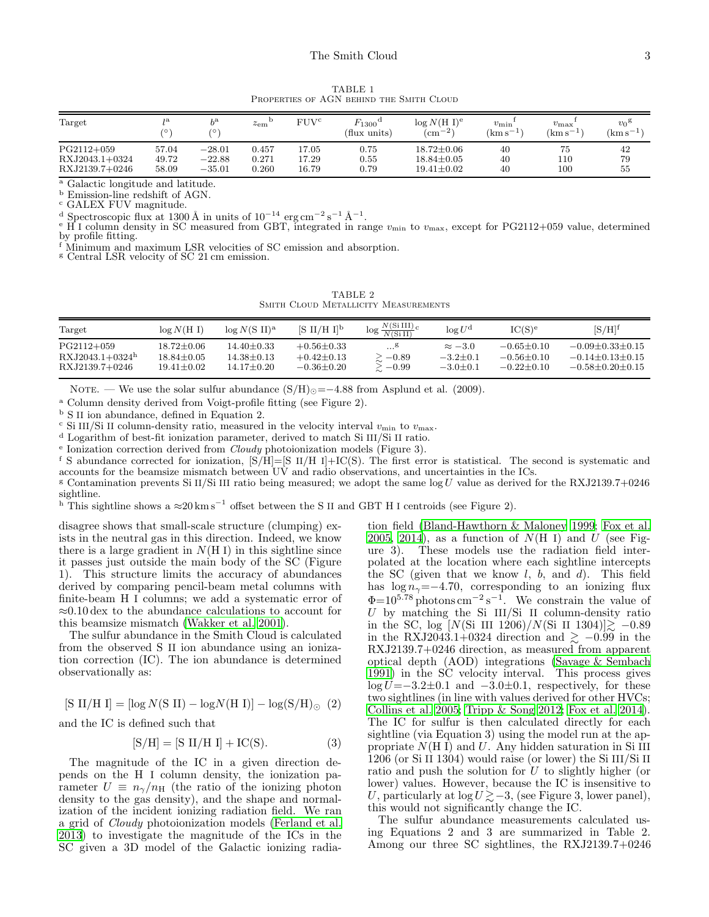TABLE 1
Properties of AGN behind the Smith Cloud

| Target | $l$[a] (°) | $b$[a] (°) | $z_{\rm em}$[b] | FUV[c] | $F_{1300}$[d] (flux units) | $\log N$(H I)[e] (cm$^{-2}$) | $v_{\rm min}$[f] (km s$^{-1}$) | $v_{\rm max}$[f] (km s$^{-1}$) | $v_0$[g] (km s$^{-1}$) |
|---|---|---|---|---|---|---|---|---|---|
| PG2112+059 | 57.04 | −28.01 | 0.457 | 17.05 | 0.75 | 18.72±0.06 | 40 | 75 | 42 |
| RXJ2043.1+0324 | 49.72 | −22.88 | 0.271 | 17.29 | 0.55 | 18.84±0.05 | 40 | 110 | 79 |
| RXJ2139.7+0246 | 58.09 | −35.01 | 0.260 | 16.79 | 0.79 | 19.41±0.02 | 40 | 100 | 55 |

[a] Galactic longitude and latitude.
[b] Emission-line redshift of AGN.
[c] GALEX FUV magnitude.
[d] Spectroscopic flux at 1300 Å in units of $10^{-14}$ erg cm$^{-2}$ s$^{-1}$ Å$^{-1}$.
[e] H I column density in SC measured from GBT, integrated in range $v_{\rm min}$ to $v_{\rm max}$, except for PG2112+059 value, determined by profile fitting.
[f] Minimum and maximum LSR velocities of SC emission and absorption.
[g] Central LSR velocity of SC 21 cm emission.

TABLE 2
Smith Cloud Metallicity Measurements

| Target | $\log N$(H I) | $\log N$(S II)[a] | [S II/H I][b] | $\log \frac{N(\text{Si III})}{N(\text{Si II})}$[c] | $\log U$[d] | IC(S)[e] | [S/H][f] |
|---|---|---|---|---|---|---|---|
| PG2112+059 | 18.72±0.06 | 14.40±0.33 | +0.56±0.33 | ...[g] | $\approx -3.0$ | −0.65±0.10 | −0.09±0.33±0.15 |
| RXJ2043.1+0324[h] | 18.84±0.05 | 14.38±0.13 | +0.42±0.13 | $\gtrsim -0.89$ | −3.2±0.1 | −0.56±0.10 | −0.14±0.13±0.15 |
| RXJ2139.7+0246 | 19.41±0.02 | 14.17±0.20 | −0.36±0.20 | $\gtrsim -0.99$ | −3.0±0.1 | −0.22±0.10 | −0.58±0.20±0.15 |

Note. — We use the solar sulfur abundance $(\text{S/H})_\odot = -4.88$ from Asplund et al. (2009).
[a] Column density derived from Voigt-profile fitting (see Figure 2).
[b] S II ion abundance, defined in Equation 2.
[c] Si III/Si II column-density ratio, measured in the velocity interval $v_{\rm min}$ to $v_{\rm max}$.
[d] Logarithm of best-fit ionization parameter, derived to match Si III/Si II ratio.
[e] Ionization correction derived from *Cloudy* photoionization models (Figure 3).
[f] S abundance corrected for ionization, [S/H]=[S II/H I]+IC(S). The first error is statistical. The second is systematic and accounts for the beamsize mismatch between UV and radio observations, and uncertainties in the ICs.
[g] Contamination prevents Si II/Si III ratio being measured; we adopt the same $\log U$ value as derived for the RXJ2139.7+0246 sightline.
[h] This sightline shows a ≈20 km s$^{-1}$ offset between the S II and GBT H I centroids (see Figure 2).

disagree shows that small-scale structure (clumping) exists in the neutral gas in this direction. Indeed, we know there is a large gradient in $N$(H I) in this sightline since it passes just outside the main body of the SC (Figure 1). This structure limits the accuracy of abundances derived by comparing pencil-beam metal columns with finite-beam H I columns; we add a systematic error of ≈0.10 dex to the abundance calculations to account for this beamsize mismatch (Wakker et al. 2001).

The sulfur abundance in the Smith Cloud is calculated from the observed S II ion abundance using an ionization correction (IC). The ion abundance is determined observationally as:

$$[\text{S II/H I}] = [\log N(\text{S II}) - \log N(\text{H I})] - \log(\text{S/H})_\odot \quad (2)$$

and the IC is defined such that

$$[\text{S/H}] = [\text{S II/H I}] + \text{IC(S)}. \quad (3)$$

The magnitude of the IC in a given direction depends on the H I column density, the ionization parameter $U \equiv n_\gamma/n_{\rm H}$ (the ratio of the ionizing photon density to the gas density), and the shape and normalization of the incident ionizing radiation field. We ran a grid of *Cloudy* photoionization models (Ferland et al. 2013) to investigate the magnitude of the ICs in the SC given a 3D model of the Galactic ionizing radiation field (Bland-Hawthorn & Maloney 1999; Fox et al. 2005, 2014), as a function of $N$(H I) and $U$ (see Figure 3). These models use the radiation field interpolated at the location where each sightline intercepts the SC (given that we know $l$, $b$, and $d$). This field has $\log n_\gamma = -4.70$, corresponding to an ionizing flux $\Phi = 10^{5.78}$ photons cm$^{-2}$ s$^{-1}$. We constrain the value of $U$ by matching the Si III/Si II column-density ratio in the SC, $\log\,[N(\text{Si III 1206})/N(\text{Si II 1304})] \gtrsim -0.89$ in the RXJ2043.1+0324 direction and $\gtrsim -0.99$ in the RXJ2139.7+0246 direction, as measured from apparent optical depth (AOD) integrations (Savage & Sembach 1991) in the SC velocity interval. This process gives $\log U = -3.2 \pm 0.1$ and $-3.0 \pm 0.1$, respectively, for these two sightlines (in line with values derived for other HVCs; Collins et al. 2005; Tripp & Song 2012; Fox et al. 2014). The IC for sulfur is then calculated directly for each sightline (via Equation 3) using the model run at the appropriate $N$(H I) and $U$. Any hidden saturation in Si III 1206 (or Si II 1304) would raise (or lower) the Si III/Si II ratio and push the solution for $U$ to slightly higher (or lower) values. However, because the IC is insensitive to $U$, particularly at $\log U \gtrsim -3$, (see Figure 3, lower panel), this would not significantly change the IC.

The sulfur abundance measurements calculated using Equations 2 and 3 are summarized in Table 2. Among our three SC sightlines, the RXJ2139.7+0246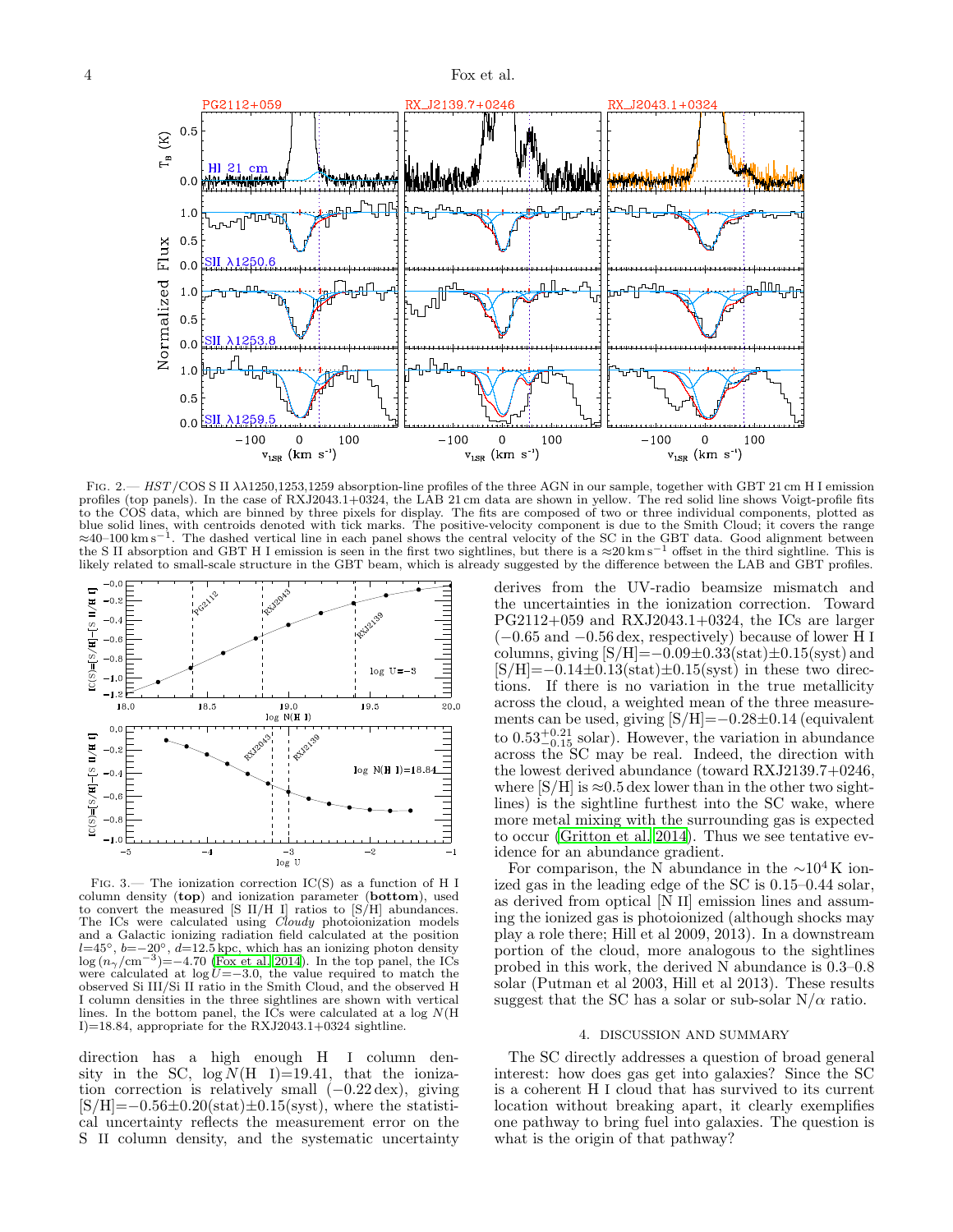FIG. 2.— *HST*/COS S II λλ1250,1253,1259 absorption-line profiles of the three AGN in our sample, together with GBT 21 cm H I emission profiles (top panels). In the case of RXJ2043.1+0324, the LAB 21 cm data are shown in yellow. The red solid line shows Voigt-profile fits to the COS data, which are binned by three pixels for display. The fits are composed of two or three individual components, plotted as blue solid lines, with centroids denoted with tick marks. The positive-velocity component is due to the Smith Cloud; it covers the range ≈40–100 km s$^{-1}$. The dashed vertical line in each panel shows the central velocity of the SC in the GBT data. Good alignment between the S II absorption and GBT H I emission is seen in the first two sightlines, but there is a ≈20 km s$^{-1}$ offset in the third sightline. This is likely related to small-scale structure in the GBT beam, which is already suggested by the difference between the LAB and GBT profiles.

FIG. 3.— The ionization correction IC(S) as a function of H I column density (**top**) and ionization parameter (**bottom**), used to convert the measured [S II/H I] ratios to [S/H] abundances. The ICs were calculated using *Cloudy* photoionization models and a Galactic ionizing radiation field calculated at the position $l$=45°, $b$=−20°, $d$=12.5 kpc, which has an ionizing photon density $\log\,(n_\gamma/\mathrm{cm}^{-3})$=−4.70 (Fox et al. 2014). In the top panel, the ICs were calculated at $\log U$=−3.0, the value required to match the observed Si III/Si II ratio in the Smith Cloud, and the observed H I column densities in the three sightlines are shown with vertical lines. In the bottom panel, the ICs were calculated at a $\log N$(H I)=18.84, appropriate for the RXJ2043.1+0324 sightline.

direction has a high enough H I column density in the SC, $\log N$(H I)=19.41, that the ionization correction is relatively small (−0.22 dex), giving [S/H]=−0.56±0.20(stat)±0.15(syst), where the statistical uncertainty reflects the measurement error on the S II column density, and the systematic uncertainty derives from the UV-radio beamsize mismatch and the uncertainties in the ionization correction. Toward PG2112+059 and RXJ2043.1+0324, the ICs are larger (−0.65 and −0.56 dex, respectively) because of lower H I columns, giving [S/H]=−0.09±0.33(stat)±0.15(syst) and [S/H]=−0.14±0.13(stat)±0.15(syst) in these two directions. If there is no variation in the true metallicity across the cloud, a weighted mean of the three measurements can be used, giving [S/H]=−0.28±0.14 (equivalent to $0.53^{+0.21}_{-0.15}$ solar). However, the variation in abundance across the SC may be real. Indeed, the direction with the lowest derived abundance (toward RXJ2139.7+0246, where [S/H] is ≈0.5 dex lower than in the other two sightlines) is the sightline furthest into the SC wake, where more metal mixing with the surrounding gas is expected to occur (Gritton et al. 2014). Thus we see tentative evidence for an abundance gradient.

For comparison, the N abundance in the $\sim10^4$ K ionized gas in the leading edge of the SC is 0.15–0.44 solar, as derived from optical [N II] emission lines and assuming the ionized gas is photoionized (although shocks may play a role there; Hill et al 2009, 2013). In a downstream portion of the cloud, more analogous to the sightlines probed in this work, the derived N abundance is 0.3–0.8 solar (Putman et al 2003, Hill et al 2013). These results suggest that the SC has a solar or sub-solar N/α ratio.

## 4. DISCUSSION AND SUMMARY

The SC directly addresses a question of broad general interest: how does gas get into galaxies? Since the SC is a coherent H I cloud that has survived to its current location without breaking apart, it clearly exemplifies one pathway to bring fuel into galaxies. The question is what is the origin of that pathway?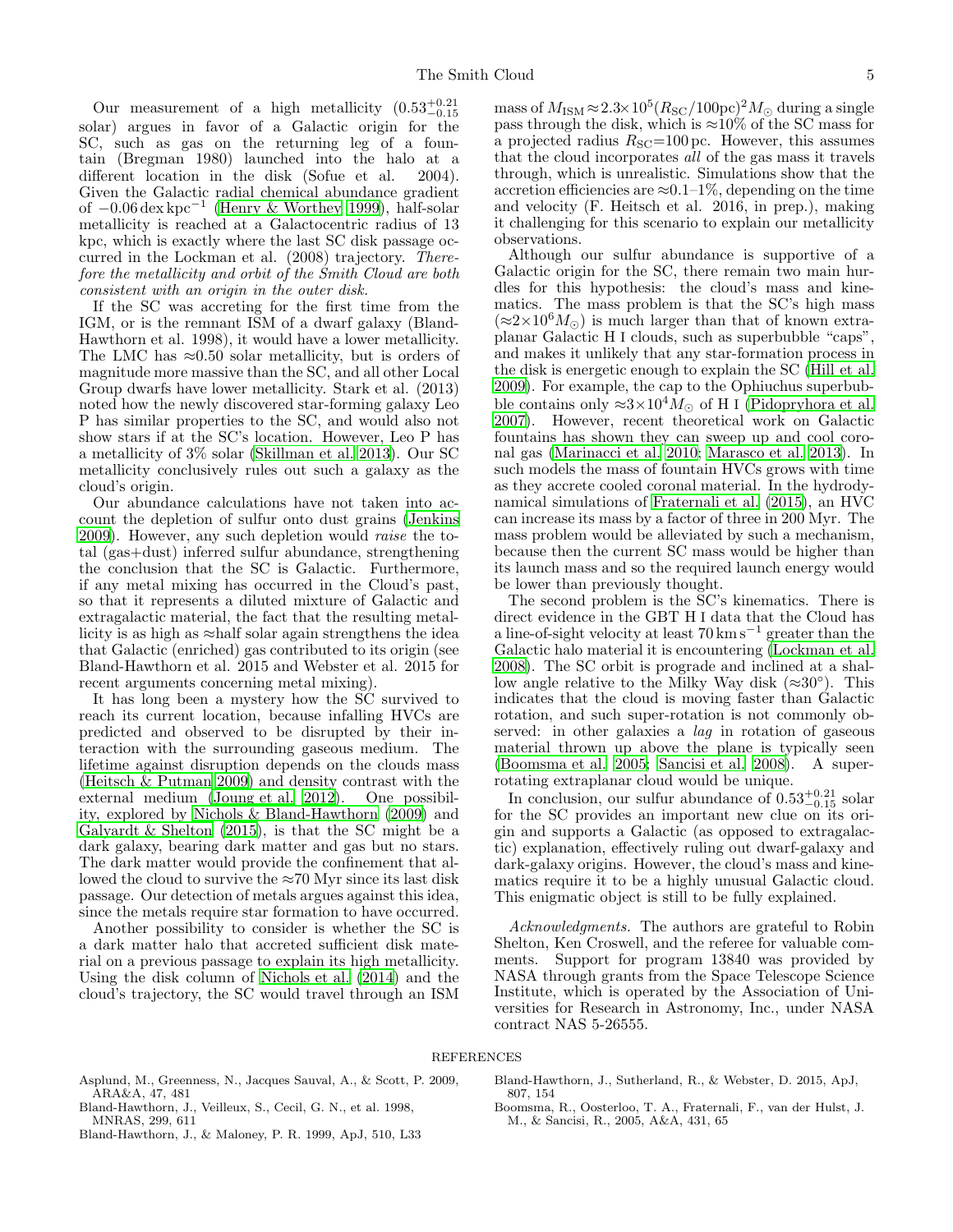Our measurement of a high metallicity ($0.53^{+0.21}_{-0.15}$ solar) argues in favor of a Galactic origin for the SC, such as gas on the returning leg of a fountain (Bregman 1980) launched into the halo at a different location in the disk (Sofue et al. 2004). Given the Galactic radial chemical abundance gradient of $-0.06\,\mathrm{dex\,kpc^{-1}}$ (Henry & Worthey 1999), half-solar metallicity is reached at a Galactocentric radius of 13 kpc, which is exactly where the last SC disk passage occurred in the Lockman et al. (2008) trajectory. *Therefore the metallicity and orbit of the Smith Cloud are both consistent with an origin in the outer disk.*

If the SC was accreting for the first time from the IGM, or is the remnant ISM of a dwarf galaxy (Bland-Hawthorn et al. 1998), it would have a lower metallicity. The LMC has ≈0.50 solar metallicity, but is orders of magnitude more massive than the SC, and all other Local Group dwarfs have lower metallicity. Stark et al. (2013) noted how the newly discovered star-forming galaxy Leo P has similar properties to the SC, and would also not show stars if at the SC's location. However, Leo P has a metallicity of 3% solar (Skillman et al. 2013). Our SC metallicity conclusively rules out such a galaxy as the cloud's origin.

Our abundance calculations have not taken into account the depletion of sulfur onto dust grains (Jenkins 2009). However, any such depletion would *raise* the total (gas+dust) inferred sulfur abundance, strengthening the conclusion that the SC is Galactic. Furthermore, if any metal mixing has occurred in the Cloud's past, so that it represents a diluted mixture of Galactic and extragalactic material, the fact that the resulting metallicity is as high as ≈half solar again strengthens the idea that Galactic (enriched) gas contributed to its origin (see Bland-Hawthorn et al. 2015 and Webster et al. 2015 for recent arguments concerning metal mixing).

It has long been a mystery how the SC survived to reach its current location, because infalling HVCs are predicted and observed to be disrupted by their interaction with the surrounding gaseous medium. The lifetime against disruption depends on the clouds mass (Heitsch & Putman 2009) and density contrast with the external medium (Joung et al. 2012). One possibility, explored by Nichols & Bland-Hawthorn (2009) and Galyardt & Shelton (2015), is that the SC might be a dark galaxy, bearing dark matter and gas but no stars. The dark matter would provide the confinement that allowed the cloud to survive the ≈70 Myr since its last disk passage. Our detection of metals argues against this idea, since the metals require star formation to have occurred.

Another possibility to consider is whether the SC is a dark matter halo that accreted sufficient disk material on a previous passage to explain its high metallicity. Using the disk column of Nichols et al. (2014) and the cloud's trajectory, the SC would travel through an ISM mass of $M_{\rm ISM} \approx 2.3\times10^5 (R_{\rm SC}/100\,\mathrm{pc})^2 M_\odot$ during a single pass through the disk, which is ≈10% of the SC mass for a projected radius $R_{\rm SC}$=100 pc. However, this assumes that the cloud incorporates *all* of the gas mass it travels through, which is unrealistic. Simulations show that the accretion efficiencies are ≈0.1–1%, depending on the time and velocity (F. Heitsch et al. 2016, in prep.), making it challenging for this scenario to explain our metallicity observations.

Although our sulfur abundance is supportive of a Galactic origin for the SC, there remain two main hurdles for this hypothesis: the cloud's mass and kinematics. The mass problem is that the SC's high mass ($\approx 2\times10^6 M_\odot$) is much larger than that of known extraplanar Galactic H I clouds, such as superbubble "caps", and makes it unlikely that any star-formation process in the disk is energetic enough to explain the SC (Hill et al. 2009). For example, the cap to the Ophiuchus superbubble contains only $\approx 3\times10^4 M_\odot$ of H I (Pidopryhora et al. 2007). However, recent theoretical work on Galactic fountains has shown they can sweep up and cool coronal gas (Marinacci et al. 2010; Marasco et al. 2013). In such models the mass of fountain HVCs grows with time as they accrete cooled coronal material. In the hydrodynamical simulations of Fraternali et al. (2015), an HVC can increase its mass by a factor of three in 200 Myr. The mass problem would be alleviated by such a mechanism, because then the current SC mass would be higher than its launch mass and so the required launch energy would be lower than previously thought.

The second problem is the SC's kinematics. There is direct evidence in the GBT H I data that the Cloud has a line-of-sight velocity at least $70\,\mathrm{km\,s^{-1}}$ greater than the Galactic halo material it is encountering (Lockman et al. 2008). The SC orbit is prograde and inclined at a shallow angle relative to the Milky Way disk (≈30°). This indicates that the cloud is moving faster than Galactic rotation, and such super-rotation is not commonly observed: in other galaxies a *lag* in rotation of gaseous material thrown up above the plane is typically seen (Boomsma et al. 2005; Sancisi et al. 2008). A super-rotating extraplanar cloud would be unique.

In conclusion, our sulfur abundance of $0.53^{+0.21}_{-0.15}$ solar for the SC provides an important new clue on its origin and supports a Galactic (as opposed to extragalactic) explanation, effectively ruling out dwarf-galaxy and dark-galaxy origins. However, the cloud's mass and kinematics require it to be a highly unusual Galactic cloud. This enigmatic object is still to be fully explained.

*Acknowledgments.* The authors are grateful to Robin Shelton, Ken Croswell, and the referee for valuable comments. Support for program 13840 was provided by NASA through grants from the Space Telescope Science Institute, which is operated by the Association of Universities for Research in Astronomy, Inc., under NASA contract NAS 5-26555.

## REFERENCES

Asplund, M., Greenness, N., Jacques Sauval, A., & Scott, P. 2009, ARA&A, 47, 481

Bland-Hawthorn, J., Veilleux, S., Cecil, G. N., et al. 1998, MNRAS, 299, 611

Bland-Hawthorn, J., & Maloney, P. R. 1999, ApJ, 510, L33

Bland-Hawthorn, J., Sutherland, R., & Webster, D. 2015, ApJ, 807, 154

Boomsma, R., Oosterloo, T. A., Fraternali, F., van der Hulst, J. M., & Sancisi, R., 2005, A&A, 431, 65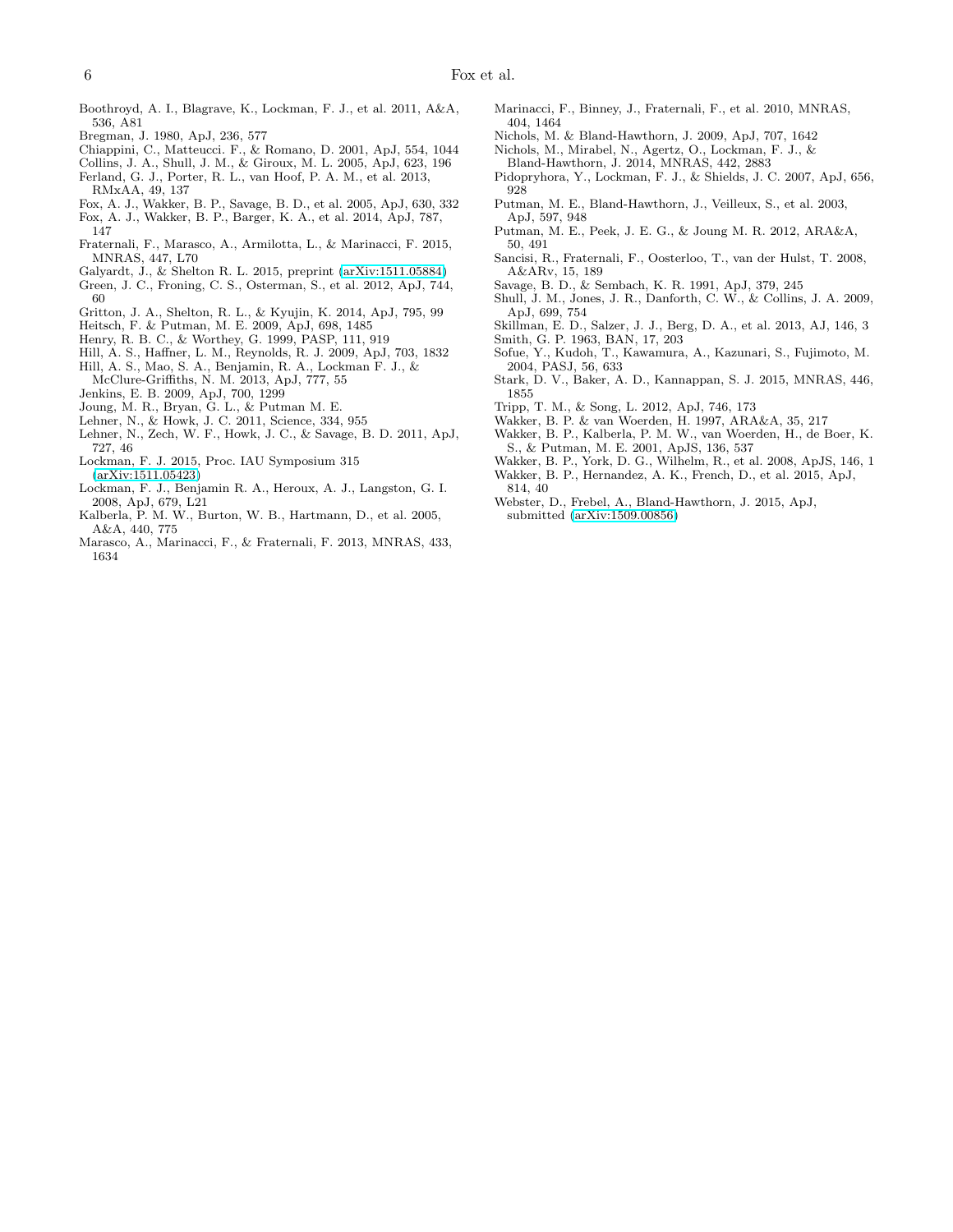Boothroyd, A. I., Blagrave, K., Lockman, F. J., et al. 2011, A&A, 536, A81

Bregman, J. 1980, ApJ, 236, 577

Chiappini, C., Matteucci. F., & Romano, D. 2001, ApJ, 554, 1044

Collins, J. A., Shull, J. M., & Giroux, M. L. 2005, ApJ, 623, 196

Ferland, G. J., Porter, R. L., van Hoof, P. A. M., et al. 2013, RMxAA, 49, 137

Fox, A. J., Wakker, B. P., Savage, B. D., et al. 2005, ApJ, 630, 332

Fox, A. J., Wakker, B. P., Barger, K. A., et al. 2014, ApJ, 787, 147

Fraternali, F., Marasco, A., Armilotta, L., & Marinacci, F. 2015, MNRAS, 447, L70

Galyardt, J., & Shelton R. L. 2015, preprint (arXiv:1511.05884)

Green, J. C., Froning, C. S., Osterman, S., et al. 2012, ApJ, 744, 60

Gritton, J. A., Shelton, R. L., & Kyujin, K. 2014, ApJ, 795, 99

Heitsch, F. & Putman, M. E. 2009, ApJ, 698, 1485

Henry, R. B. C., & Worthey, G. 1999, PASP, 111, 919

Hill, A. S., Haffner, L. M., Reynolds, R. J. 2009, ApJ, 703, 1832

Hill, A. S., Mao, S. A., Benjamin, R. A., Lockman F. J., & McClure-Griffiths, N. M. 2013, ApJ, 777, 55

Jenkins, E. B. 2009, ApJ, 700, 1299

Joung, M. R., Bryan, G. L., & Putman M. E.

Lehner, N., & Howk, J. C. 2011, Science, 334, 955

Lehner, N., Zech, W. F., Howk, J. C., & Savage, B. D. 2011, ApJ, 727, 46

Lockman, F. J. 2015, Proc. IAU Symposium 315 (arXiv:1511.05423)

Lockman, F. J., Benjamin R. A., Heroux, A. J., Langston, G. I. 2008, ApJ, 679, L21

Kalberla, P. M. W., Burton, W. B., Hartmann, D., et al. 2005, A&A, 440, 775

Marasco, A., Marinacci, F., & Fraternali, F. 2013, MNRAS, 433, 1634

Marinacci, F., Binney, J., Fraternali, F., et al. 2010, MNRAS, 404, 1464

Nichols, M. & Bland-Hawthorn, J. 2009, ApJ, 707, 1642

Nichols, M., Mirabel, N., Agertz, O., Lockman, F. J., & Bland-Hawthorn, J. 2014, MNRAS, 442, 2883

Pidopryhora, Y., Lockman, F. J., & Shields, J. C. 2007, ApJ, 656, 928

Putman, M. E., Bland-Hawthorn, J., Veilleux, S., et al. 2003, ApJ, 597, 948

Putman, M. E., Peek, J. E. G., & Joung M. R. 2012, ARA&A, 50, 491

Sancisi, R., Fraternali, F., Oosterloo, T., van der Hulst, T. 2008, A&ARv, 15, 189

Savage, B. D., & Sembach, K. R. 1991, ApJ, 379, 245

Shull, J. M., Jones, J. R., Danforth, C. W., & Collins, J. A. 2009, ApJ, 699, 754

Skillman, E. D., Salzer, J. J., Berg, D. A., et al. 2013, AJ, 146, 3

Smith, G. P. 1963, BAN, 17, 203

Sofue, Y., Kudoh, T., Kawamura, A., Kazunari, S., Fujimoto, M. 2004, PASJ, 56, 633

Stark, D. V., Baker, A. D., Kannappan, S. J. 2015, MNRAS, 446, 1855

Tripp, T. M., & Song, L. 2012, ApJ, 746, 173

Wakker, B. P. & van Woerden, H. 1997, ARA&A, 35, 217

Wakker, B. P., Kalberla, P. M. W., van Woerden, H., de Boer, K. S., & Putman, M. E. 2001, ApJS, 136, 537

Wakker, B. P., York, D. G., Wilhelm, R., et al. 2008, ApJS, 146, 1

Wakker, B. P., Hernandez, A. K., French, D., et al. 2015, ApJ, 814, 40

Webster, D., Frebel, A., Bland-Hawthorn, J. 2015, ApJ, submitted (arXiv:1509.00856)